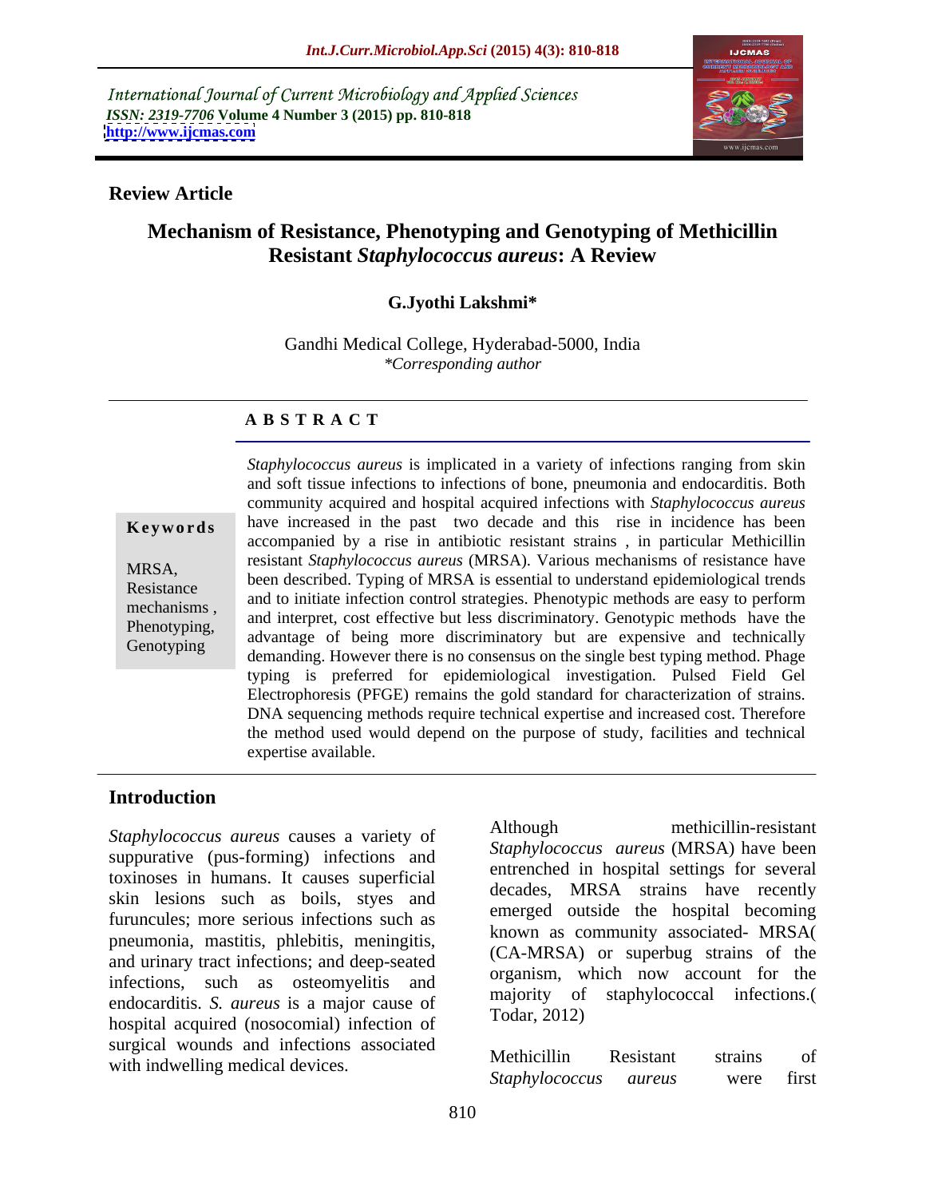International Journal of Current Microbiology and Applied Sciences
*ISSN: 2319-7706* **Volume 4 Number 3 (2015) pp. 810-818**
**http://www.ijcmas.com**

**Review Article**

# Mechanism of Resistance, Phenotyping and Genotyping of Methicillin Resistant *Staphylococcus aureus*: A Review

**G.Jyothi Lakshmi***

Gandhi Medical College, Hyderabad-5000, India
*\*Corresponding author*

## ABSTRACT

**Keywords**

MRSA, Resistance mechanisms, Phenotyping, Genotyping

*Staphylococcus aureus* is implicated in a variety of infections ranging from skin and soft tissue infections to infections of bone, pneumonia and endocarditis. Both community acquired and hospital acquired infections with *Staphylococcus aureus* have increased in the past two decade and this rise in incidence has been accompanied by a rise in antibiotic resistant strains , in particular Methicillin resistant *Staphylococcus aureus* (MRSA). Various mechanisms of resistance have been described. Typing of MRSA is essential to understand epidemiological trends and to initiate infection control strategies. Phenotypic methods are easy to perform and interpret, cost effective but less discriminatory. Genotypic methods have the advantage of being more discriminatory but are expensive and technically demanding. However there is no consensus on the single best typing method. Phage typing is preferred for epidemiological investigation. Pulsed Field Gel Electrophoresis (PFGE) remains the gold standard for characterization of strains. DNA sequencing methods require technical expertise and increased cost. Therefore the method used would depend on the purpose of study, facilities and technical expertise available.

## Introduction

*Staphylococcus aureus* causes a variety of suppurative (pus-forming) infections and toxinoses in humans. It causes superficial skin lesions such as boils, styes and furuncules; more serious infections such as pneumonia, mastitis, phlebitis, meningitis, and urinary tract infections; and deep-seated infections, such as osteomyelitis and endocarditis. *S. aureus* is a major cause of hospital acquired (nosocomial) infection of surgical wounds and infections associated with indwelling medical devices.

Although methicillin-resistant *Staphylococcus aureus* (MRSA) have been entrenched in hospital settings for several decades, MRSA strains have recently emerged outside the hospital becoming known as community associated- MRSA( (CA-MRSA) or superbug strains of the organism, which now account for the majority of staphylococcal infections.( Todar, 2012)

Methicillin Resistant strains of *Staphylococcus aureus* were first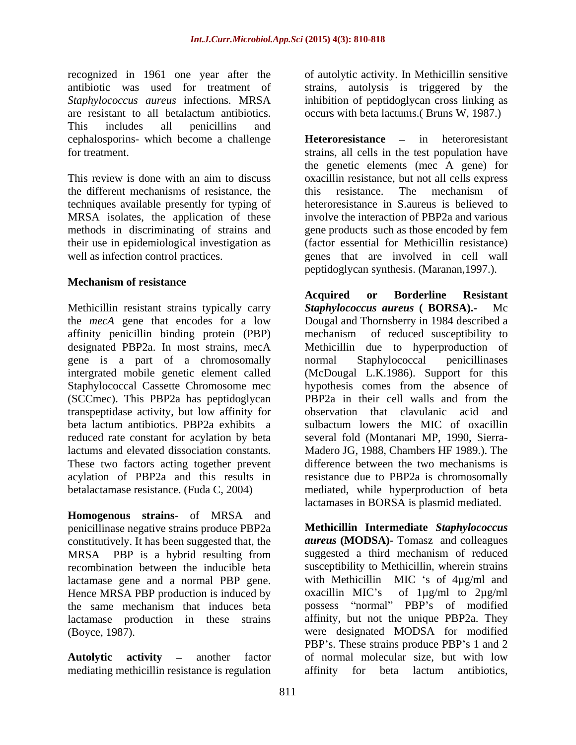recognized in 1961 one year after the antibiotic was used for treatment of *Staphylococcus aureus* infections. MRSA are resistant to all betalactum antibiotics. This includes all penicillins and cephalosporins- which become a challenge for treatment.

This review is done with an aim to discuss the different mechanisms of resistance, the techniques available presently for typing of MRSA isolates, the application of these methods in discriminating of strains and their use in epidemiological investigation as well as infection control practices.

## Mechanism of resistance

Methicillin resistant strains typically carry the *mecA* gene that encodes for a low affinity penicillin binding protein (PBP) designated PBP2a. In most strains, mecA gene is a part of a chromosomally intergrated mobile genetic element called Staphylococcal Cassette Chromosome mec (SCCmec). This PBP2a has peptidoglycan transpeptidase activity, but low affinity for beta lactum antibiotics. PBP2a exhibits a reduced rate constant for acylation by beta lactums and elevated dissociation constants. These two factors acting together prevent acylation of PBP2a and this results in betalactamase resistance. (Fuda C, 2004)

**Homogenous strains**- of MRSA and penicillinase negative strains produce PBP2a constitutively. It has been suggested that, the MRSA PBP is a hybrid resulting from recombination between the inducible beta lactamase gene and a normal PBP gene. Hence MRSA PBP production is induced by the same mechanism that induces beta lactamase production in these strains (Boyce, 1987).

**Autolytic activity** – another factor mediating methicillin resistance is regulation of autolytic activity. In Methicillin sensitive strains, autolysis is triggered by the inhibition of peptidoglycan cross linking as occurs with beta lactums.( Bruns W, 1987.)

**Heteroresistance** – in heteroresistant strains, all cells in the test population have the genetic elements (mec A gene) for oxacillin resistance, but not all cells express this resistance. The mechanism of heteroresistance in S.aureus is believed to involve the interaction of PBP2a and various gene products such as those encoded by fem (factor essential for Methicillin resistance) genes that are involved in cell wall peptidoglycan synthesis. (Maranan,1997.).

**Acquired or Borderline Resistant *Staphylococcus aureus* ( BORSA).-** Mc Dougal and Thornsberry in 1984 described a mechanism of reduced susceptibility to Methicillin due to hyperproduction of normal Staphylococcal penicillinases (McDougal L.K.1986). Support for this hypothesis comes from the absence of PBP2a in their cell walls and from the observation that clavulanic acid and sulbactum lowers the MIC of oxacillin several fold (Montanari MP, 1990, Sierra-Madero JG, 1988, Chambers HF 1989.). The difference between the two mechanisms is resistance due to PBP2a is chromosomally mediated, while hyperproduction of beta lactamases in BORSA is plasmid mediated.

**Methicillin Intermediate *Staphylococcus aureus* (MODSA)-** Tomasz and colleagues suggested a third mechanism of reduced susceptibility to Methicillin, wherein strains with Methicillin MIC 's of 4µg/ml and oxacillin MIC's of 1µg/ml to 2µg/ml possess "normal" PBP's of modified affinity, but not the unique PBP2a. They were designated MODSA for modified PBP's. These strains produce PBP's 1 and 2 of normal molecular size, but with low affinity for beta lactum antibiotics,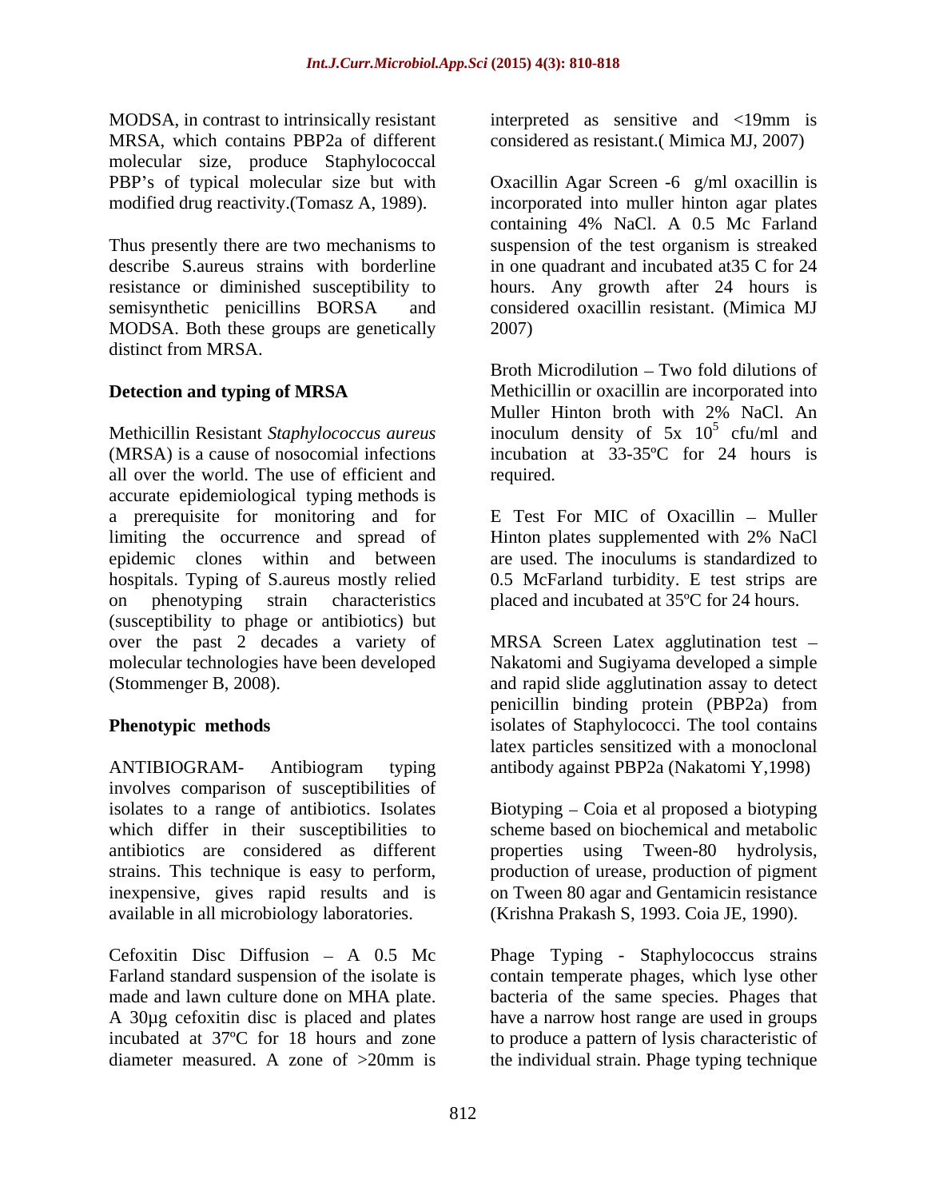MODSA, in contrast to intrinsically resistant MRSA, which contains PBP2a of different molecular size, produce Staphylococcal PBP's of typical molecular size but with modified drug reactivity.(Tomasz A, 1989).

Thus presently there are two mechanisms to describe S.aureus strains with borderline resistance or diminished susceptibility to semisynthetic penicillins BORSA and MODSA. Both these groups are genetically distinct from MRSA.

## Detection and typing of MRSA

Methicillin Resistant *Staphylococcus aureus* (MRSA) is a cause of nosocomial infections all over the world. The use of efficient and accurate epidemiological typing methods is a prerequisite for monitoring and for limiting the occurrence and spread of epidemic clones within and between hospitals. Typing of S.aureus mostly relied on phenotyping strain characteristics (susceptibility to phage or antibiotics) but over the past 2 decades a variety of molecular technologies have been developed (Stommenger B, 2008).

## Phenotypic methods

ANTIBIOGRAM- Antibiogram typing involves comparison of susceptibilities of isolates to a range of antibiotics. Isolates which differ in their susceptibilities to antibiotics are considered as different strains. This technique is easy to perform, inexpensive, gives rapid results and is available in all microbiology laboratories.

Cefoxitin Disc Diffusion – A 0.5 Mc Farland standard suspension of the isolate is made and lawn culture done on MHA plate. A 30µg cefoxitin disc is placed and plates incubated at 37ºC for 18 hours and zone diameter measured. A zone of >20mm is interpreted as sensitive and <19mm is considered as resistant.( Mimica MJ, 2007)

Oxacillin Agar Screen -6 g/ml oxacillin is incorporated into muller hinton agar plates containing 4% NaCl. A 0.5 Mc Farland suspension of the test organism is streaked in one quadrant and incubated at35 C for 24 hours. Any growth after 24 hours is considered oxacillin resistant. (Mimica MJ 2007)

Broth Microdilution – Two fold dilutions of Methicillin or oxacillin are incorporated into Muller Hinton broth with 2% NaCl. An inoculum density of $5x\ 10^5$ cfu/ml and incubation at 33-35ºC for 24 hours is required.

E Test For MIC of Oxacillin – Muller Hinton plates supplemented with 2% NaCl are used. The inoculums is standardized to 0.5 McFarland turbidity. E test strips are placed and incubated at 35ºC for 24 hours.

MRSA Screen Latex agglutination test – Nakatomi and Sugiyama developed a simple and rapid slide agglutination assay to detect penicillin binding protein (PBP2a) from isolates of Staphylococci. The tool contains latex particles sensitized with a monoclonal antibody against PBP2a (Nakatomi Y,1998)

Biotyping – Coia et al proposed a biotyping scheme based on biochemical and metabolic properties using Tween-80 hydrolysis, production of urease, production of pigment on Tween 80 agar and Gentamicin resistance (Krishna Prakash S, 1993. Coia JE, 1990).

Phage Typing - Staphylococcus strains contain temperate phages, which lyse other bacteria of the same species. Phages that have a narrow host range are used in groups to produce a pattern of lysis characteristic of the individual strain. Phage typing technique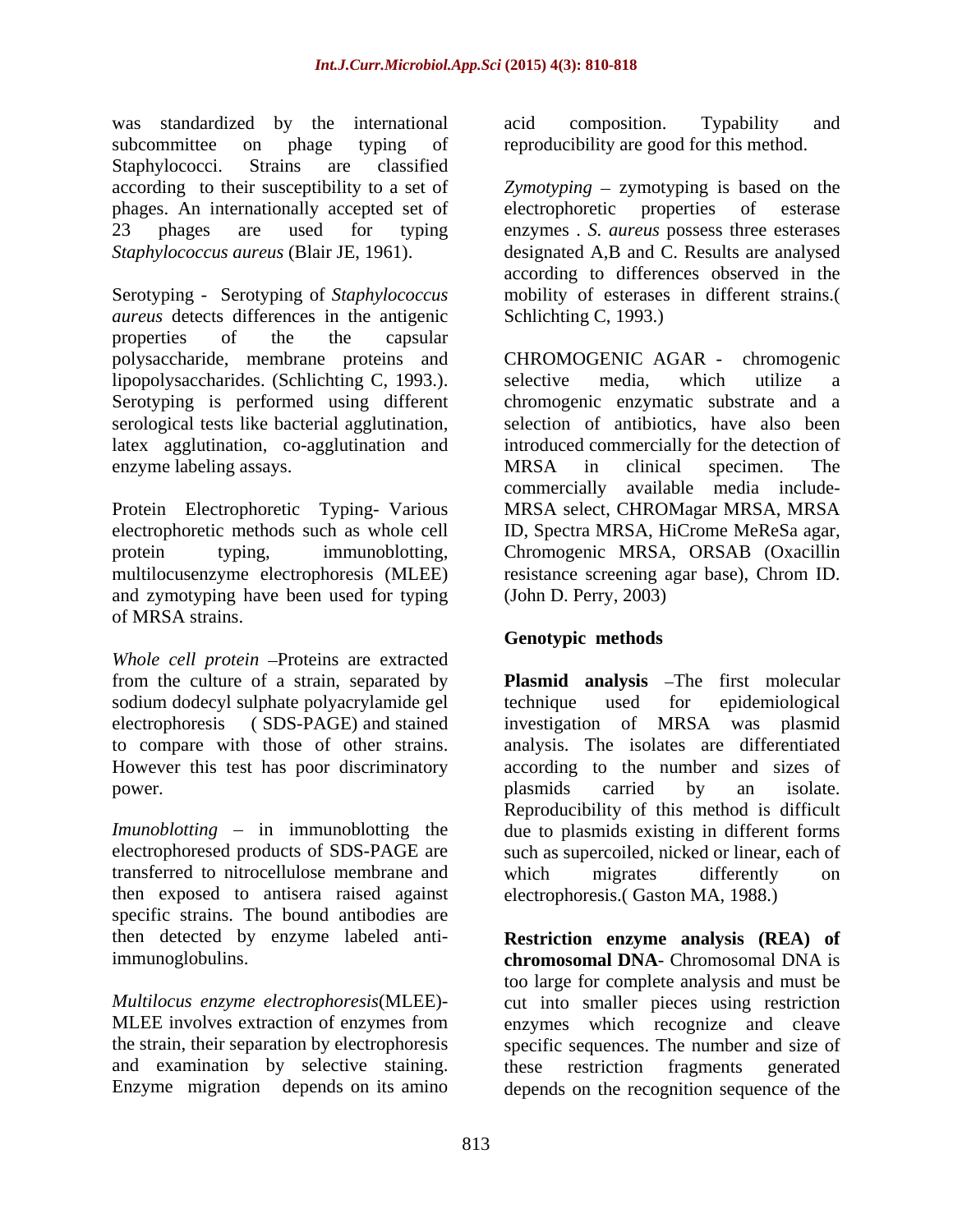was standardized by the international subcommittee on phage typing of Staphylococci. Strains are classified according to their susceptibility to a set of phages. An internationally accepted set of 23 phages are used for typing *Staphylococcus aureus* (Blair JE, 1961).

Serotyping - Serotyping of *Staphylococcus aureus* detects differences in the antigenic properties of the the capsular polysaccharide, membrane proteins and lipopolysaccharides. (Schlichting C, 1993.). Serotyping is performed using different serological tests like bacterial agglutination, latex agglutination, co-agglutination and enzyme labeling assays.

Protein Electrophoretic Typing- Various electrophoretic methods such as whole cell protein typing, immunoblotting, multilocusenzyme electrophoresis (MLEE) and zymotyping have been used for typing of MRSA strains.

*Whole cell protein* –Proteins are extracted from the culture of a strain, separated by sodium dodecyl sulphate polyacrylamide gel electrophoresis ( SDS-PAGE) and stained to compare with those of other strains. However this test has poor discriminatory power.

*Imunoblotting* – in immunoblotting the electrophoresed products of SDS-PAGE are transferred to nitrocellulose membrane and then exposed to antisera raised against specific strains. The bound antibodies are then detected by enzyme labeled anti-immunoglobulins.

*Multilocus enzyme electrophoresis*(MLEE)- MLEE involves extraction of enzymes from the strain, their separation by electrophoresis and examination by selective staining. Enzyme migration depends on its amino acid composition. Typability and reproducibility are good for this method.

*Zymotyping* – zymotyping is based on the electrophoretic properties of esterase enzymes . *S. aureus* possess three esterases designated A,B and C. Results are analysed according to differences observed in the mobility of esterases in different strains.( Schlichting C, 1993.)

CHROMOGENIC AGAR - chromogenic selective media, which utilize a chromogenic enzymatic substrate and a selection of antibiotics, have also been introduced commercially for the detection of MRSA in clinical specimen. The commercially available media include- MRSA select, CHROMagar MRSA, MRSA ID, Spectra MRSA, HiCrome MeReSa agar, Chromogenic MRSA, ORSAB (Oxacillin resistance screening agar base), Chrom ID. (John D. Perry, 2003)

## Genotypic methods

**Plasmid analysis** –The first molecular technique used for epidemiological investigation of MRSA was plasmid analysis. The isolates are differentiated according to the number and sizes of plasmids carried by an isolate. Reproducibility of this method is difficult due to plasmids existing in different forms such as supercoiled, nicked or linear, each of which migrates differently on electrophoresis.( Gaston MA, 1988.)

**Restriction enzyme analysis (REA) of chromosomal DNA**- Chromosomal DNA is too large for complete analysis and must be cut into smaller pieces using restriction enzymes which recognize and cleave specific sequences. The number and size of these restriction fragments generated depends on the recognition sequence of the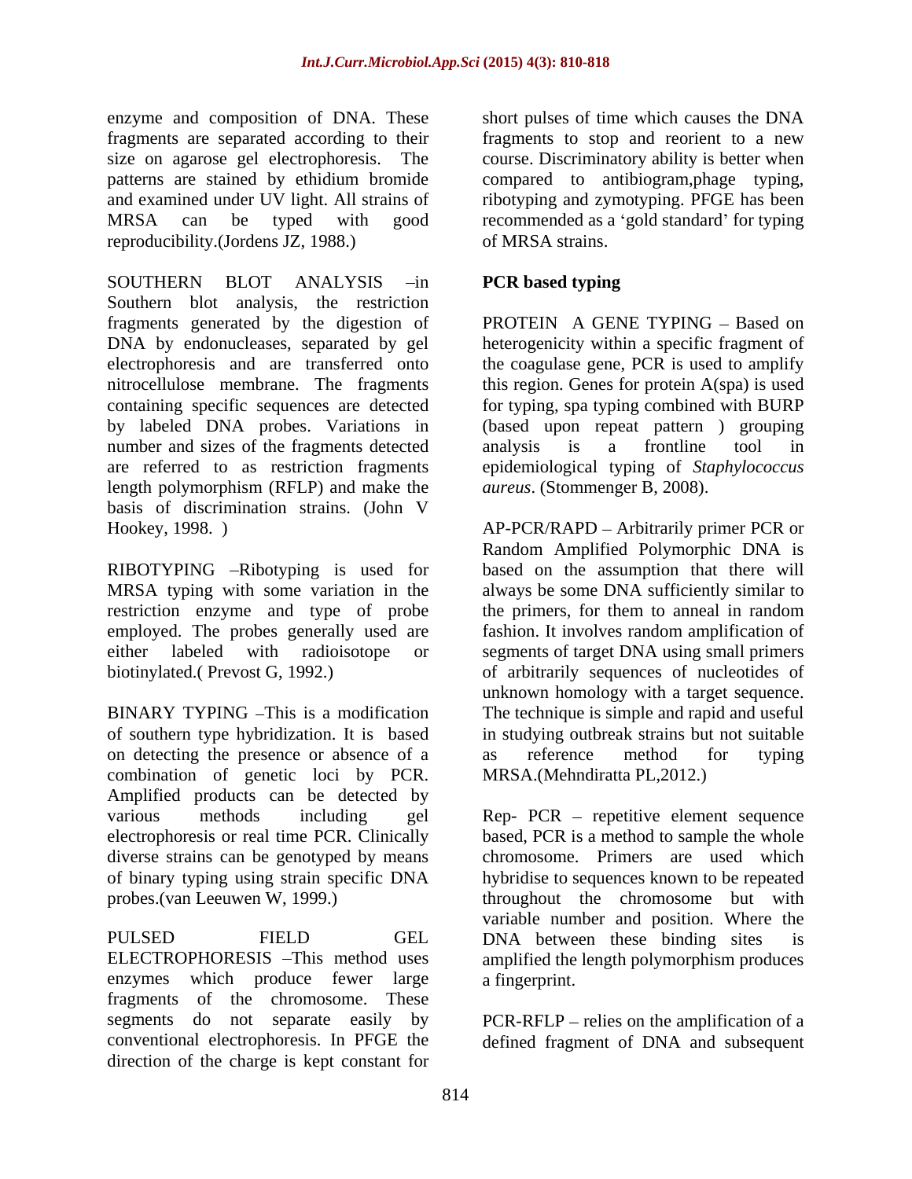enzyme and composition of DNA. These fragments are separated according to their size on agarose gel electrophoresis. The patterns are stained by ethidium bromide and examined under UV light. All strains of MRSA can be typed with good reproducibility.(Jordens JZ, 1988.)

SOUTHERN BLOT ANALYSIS –in Southern blot analysis, the restriction fragments generated by the digestion of DNA by endonucleases, separated by gel electrophoresis and are transferred onto nitrocellulose membrane. The fragments containing specific sequences are detected by labeled DNA probes. Variations in number and sizes of the fragments detected are referred to as restriction fragments length polymorphism (RFLP) and make the basis of discrimination strains. (John V Hookey, 1998. )

RIBOTYPING –Ribotyping is used for MRSA typing with some variation in the restriction enzyme and type of probe employed. The probes generally used are either labeled with radioisotope or biotinylated.( Prevost G, 1992.)

BINARY TYPING –This is a modification of southern type hybridization. It is based on detecting the presence or absence of a combination of genetic loci by PCR. Amplified products can be detected by various methods including gel electrophoresis or real time PCR. Clinically diverse strains can be genotyped by means of binary typing using strain specific DNA probes.(van Leeuwen W, 1999.)

PULSED FIELD GEL ELECTROPHORESIS –This method uses enzymes which produce fewer large fragments of the chromosome. These segments do not separate easily by conventional electrophoresis. In PFGE the direction of the charge is kept constant for short pulses of time which causes the DNA fragments to stop and reorient to a new course. Discriminatory ability is better when compared to antibiogram,phage typing, ribotyping and zymotyping. PFGE has been recommended as a 'gold standard' for typing of MRSA strains.

**PCR based typing**

PROTEIN A GENE TYPING – Based on heterogenicity within a specific fragment of the coagulase gene, PCR is used to amplify this region. Genes for protein A(spa) is used for typing, spa typing combined with BURP (based upon repeat pattern ) grouping analysis is a frontline tool in epidemiological typing of *Staphylococcus aureus*. (Stommenger B, 2008).

AP-PCR/RAPD – Arbitrarily primer PCR or Random Amplified Polymorphic DNA is based on the assumption that there will always be some DNA sufficiently similar to the primers, for them to anneal in random fashion. It involves random amplification of segments of target DNA using small primers of arbitrarily sequences of nucleotides of unknown homology with a target sequence. The technique is simple and rapid and useful in studying outbreak strains but not suitable as reference method for typing MRSA.(Mehndiratta PL,2012.)

Rep- PCR – repetitive element sequence based, PCR is a method to sample the whole chromosome. Primers are used which hybridise to sequences known to be repeated throughout the chromosome but with variable number and position. Where the DNA between these binding sites is amplified the length polymorphism produces a fingerprint.

PCR-RFLP – relies on the amplification of a defined fragment of DNA and subsequent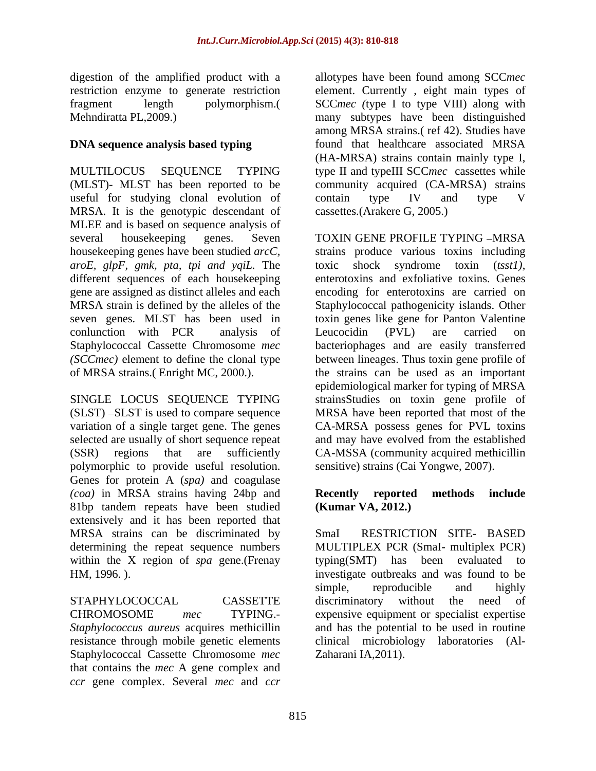digestion of the amplified product with a restriction enzyme to generate restriction fragment length polymorphism.( Mehndiratta PL,2009.)

**DNA sequence analysis based typing**

MULTILOCUS SEQUENCE TYPING (MLST)- MLST has been reported to be useful for studying clonal evolution of MRSA. It is the genotypic descendant of MLEE and is based on sequence analysis of several housekeeping genes. Seven housekeeping genes have been studied *arcC, aroE, glpF, gmk, pta, tpi and yqiL*. The different sequences of each housekeeping gene are assigned as distinct alleles and each MRSA strain is defined by the alleles of the seven genes. MLST has been used in conlunction with PCR analysis of Staphylococcal Cassette Chromosome *mec (SCCmec)* element to define the clonal type of MRSA strains.( Enright MC, 2000.).

SINGLE LOCUS SEQUENCE TYPING (SLST) –SLST is used to compare sequence variation of a single target gene. The genes selected are usually of short sequence repeat (SSR) regions that are sufficiently polymorphic to provide useful resolution. Genes for protein A (*spa)* and coagulase *(coa)* in MRSA strains having 24bp and 81bp tandem repeats have been studied extensively and it has been reported that MRSA strains can be discriminated by determining the repeat sequence numbers within the X region of *spa* gene.(Frenay HM, 1996. ).

STAPHYLOCOCCAL CASSETTE CHROMOSOME *mec* TYPING.- *Staphylococcus aureus* acquires methicillin resistance through mobile genetic elements Staphylococcal Cassette Chromosome *mec* that contains the *mec* A gene complex and *ccr* gene complex. Several *mec* and *ccr* allotypes have been found among SCC*mec* element. Currently , eight main types of SCC*mec (*type I to type VIII) along with many subtypes have been distinguished among MRSA strains.( ref 42). Studies have found that healthcare associated MRSA (HA-MRSA) strains contain mainly type I, type II and typeIII SCC*mec* cassettes while community acquired (CA-MRSA) strains contain type IV and type V cassettes.(Arakere G, 2005.)

TOXIN GENE PROFILE TYPING –MRSA strains produce various toxins including toxic shock syndrome toxin (*tsst1)*, enterotoxins and exfoliative toxins. Genes encoding for enterotoxins are carried on Staphylococcal pathogenicity islands. Other toxin genes like gene for Panton Valentine Leucocidin (PVL) are carried on bacteriophages and are easily transferred between lineages. Thus toxin gene profile of the strains can be used as an important epidemiological marker for typing of MRSA strainsStudies on toxin gene profile of MRSA have been reported that most of the CA-MRSA possess genes for PVL toxins and may have evolved from the established CA-MSSA (community acquired methicillin sensitive) strains (Cai Yongwe, 2007).

**Recently reported methods include (Kumar VA, 2012.)**

SmaI RESTRICTION SITE- BASED MULTIPLEX PCR (SmaI- multiplex PCR) typing(SMT) has been evaluated to investigate outbreaks and was found to be simple, reproducible and highly discriminatory without the need of expensive equipment or specialist expertise and has the potential to be used in routine clinical microbiology laboratories (Al-Zaharani IA,2011).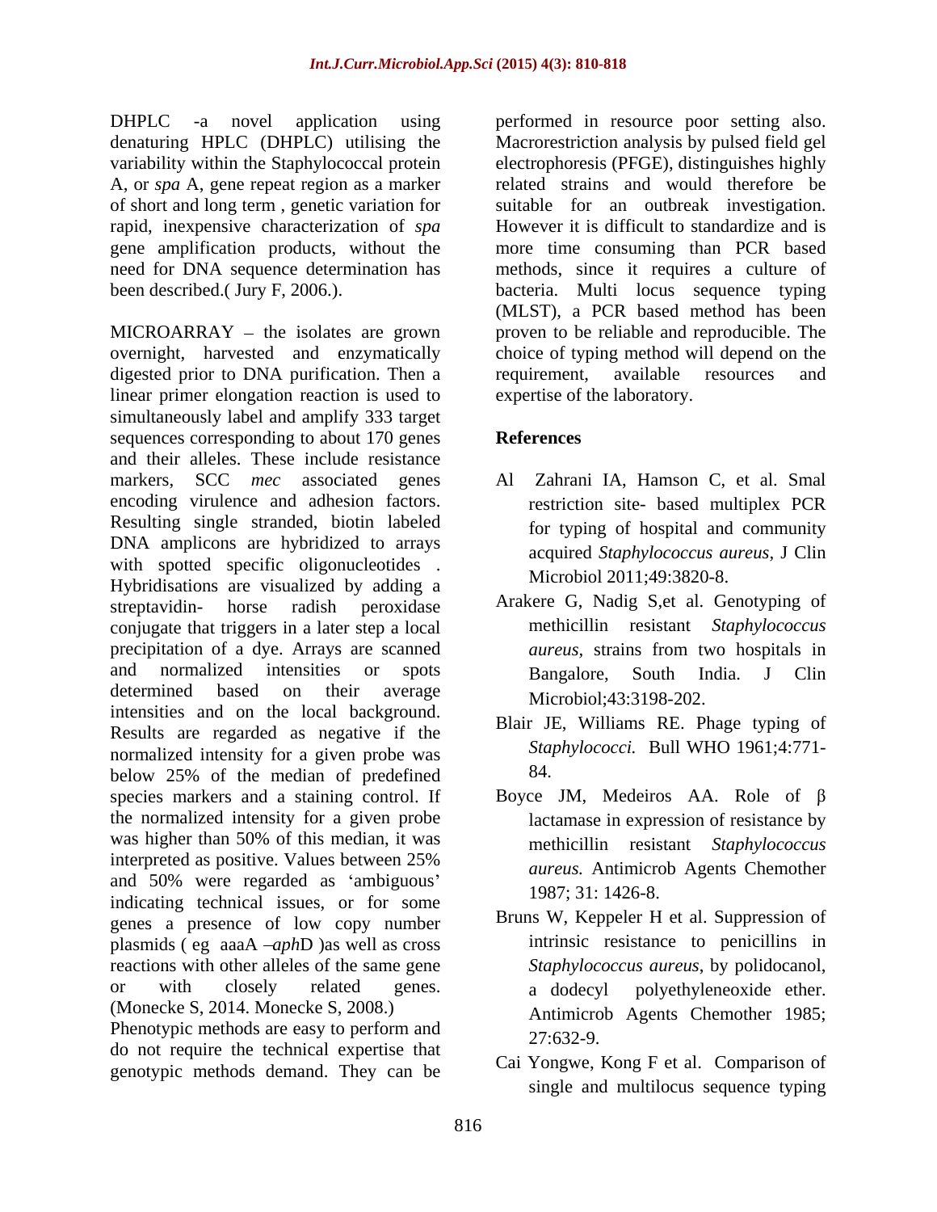DHPLC -a novel application using denaturing HPLC (DHPLC) utilising the variability within the Staphylococcal protein A, or *spa* A, gene repeat region as a marker of short and long term , genetic variation for rapid, inexpensive characterization of *spa* gene amplification products, without the need for DNA sequence determination has been described.( Jury F, 2006.).

MICROARRAY – the isolates are grown overnight, harvested and enzymatically digested prior to DNA purification. Then a linear primer elongation reaction is used to simultaneously label and amplify 333 target sequences corresponding to about 170 genes and their alleles. These include resistance markers, SCC *mec* associated genes encoding virulence and adhesion factors. Resulting single stranded, biotin labeled DNA amplicons are hybridized to arrays with spotted specific oligonucleotides . Hybridisations are visualized by adding a streptavidin- horse radish peroxidase conjugate that triggers in a later step a local precipitation of a dye. Arrays are scanned and normalized intensities or spots determined based on their average intensities and on the local background. Results are regarded as negative if the normalized intensity for a given probe was below 25% of the median of predefined species markers and a staining control. If the normalized intensity for a given probe was higher than 50% of this median, it was interpreted as positive. Values between 25% and 50% were regarded as 'ambiguous' indicating technical issues, or for some genes a presence of low copy number plasmids ( eg aaaA –*aph*D )as well as cross reactions with other alleles of the same gene or with closely related genes. (Monecke S, 2014. Monecke S, 2008.)

Phenotypic methods are easy to perform and do not require the technical expertise that genotypic methods demand. They can be performed in resource poor setting also. Macrorestriction analysis by pulsed field gel electrophoresis (PFGE), distinguishes highly related strains and would therefore be suitable for an outbreak investigation. However it is difficult to standardize and is more time consuming than PCR based methods, since it requires a culture of bacteria. Multi locus sequence typing (MLST), a PCR based method has been proven to be reliable and reproducible. The choice of typing method will depend on the requirement, available resources and expertise of the laboratory.

## References

Al Zahrani IA, Hamson C, et al. Smal restriction site- based multiplex PCR for typing of hospital and community acquired *Staphylococcus aureus*, J Clin Microbiol 2011;49:3820-8.

Arakere G, Nadig S,et al. Genotyping of methicillin resistant *Staphylococcus aureus*, strains from two hospitals in Bangalore, South India. J Clin Microbiol;43:3198-202.

Blair JE, Williams RE. Phage typing of *Staphylococci.* Bull WHO 1961;4:771-84.

Boyce JM, Medeiros AA. Role of β lactamase in expression of resistance by methicillin resistant *Staphylococcus aureus.* Antimicrob Agents Chemother 1987; 31: 1426-8.

Bruns W, Keppeler H et al. Suppression of intrinsic resistance to penicillins in *Staphylococcus aureus*, by polidocanol, a dodecyl polyethyleneoxide ether. Antimicrob Agents Chemother 1985; 27:632-9.

Cai Yongwe, Kong F et al. Comparison of single and multilocus sequence typing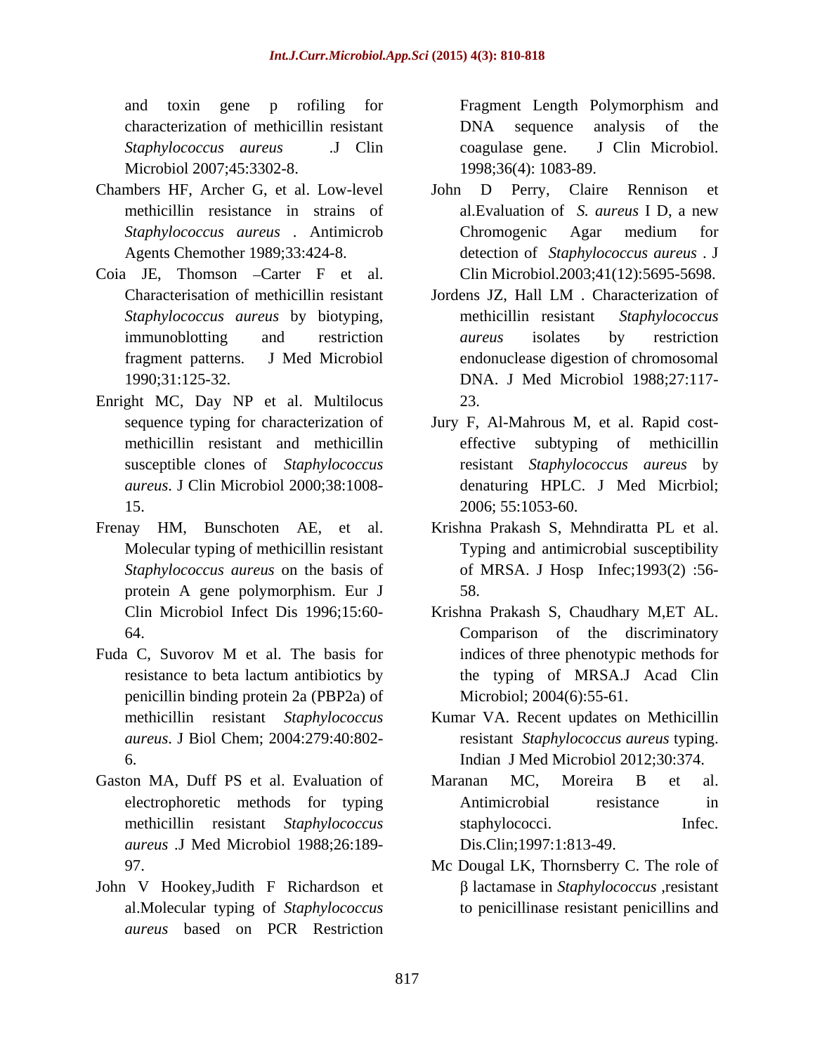and toxin gene p rofiling for characterization of methicillin resistant *Staphylococcus aureus* .J Clin Microbiol 2007;45:3302-8.

Chambers HF, Archer G, et al. Low-level methicillin resistance in strains of *Staphylococcus aureus* . Antimicrob Agents Chemother 1989;33:424-8.

Coia JE, Thomson –Carter F et al. Characterisation of methicillin resistant *Staphylococcus aureus* by biotyping, immunoblotting and restriction fragment patterns. J Med Microbiol 1990;31:125-32.

Enright MC, Day NP et al. Multilocus sequence typing for characterization of methicillin resistant and methicillin susceptible clones of *Staphylococcus aureus*. J Clin Microbiol 2000;38:1008-15.

Frenay HM, Bunschoten AE, et al. Molecular typing of methicillin resistant *Staphylococcus aureus* on the basis of protein A gene polymorphism. Eur J Clin Microbiol Infect Dis 1996;15:60-64.

Fuda C, Suvorov M et al. The basis for resistance to beta lactum antibiotics by penicillin binding protein 2a (PBP2a) of methicillin resistant *Staphylococcus aureus*. J Biol Chem; 2004:279:40:802-6.

Gaston MA, Duff PS et al. Evaluation of electrophoretic methods for typing methicillin resistant *Staphylococcus aureus* .J Med Microbiol 1988;26:189-97.

John V Hookey,Judith F Richardson et al.Molecular typing of *Staphylococcus aureus* based on PCR Restriction Fragment Length Polymorphism and DNA sequence analysis of the coagulase gene. J Clin Microbiol. 1998;36(4): 1083-89.

John D Perry, Claire Rennison et al.Evaluation of *S. aureus* I D, a new Chromogenic Agar medium for detection of *Staphylococcus aureus* . J Clin Microbiol.2003;41(12):5695-5698.

Jordens JZ, Hall LM . Characterization of methicillin resistant *Staphylococcus aureus* isolates by restriction endonuclease digestion of chromosomal DNA. J Med Microbiol 1988;27:117-23.

Jury F, Al-Mahrous M, et al. Rapid cost-effective subtyping of methicillin resistant *Staphylococcus aureus* by denaturing HPLC. J Med Micrbiol; 2006; 55:1053-60.

Krishna Prakash S, Mehndiratta PL et al. Typing and antimicrobial susceptibility of MRSA. J Hosp Infec;1993(2) :56-58.

Krishna Prakash S, Chaudhary M,ET AL. Comparison of the discriminatory indices of three phenotypic methods for the typing of MRSA.J Acad Clin Microbiol; 2004(6):55-61.

Kumar VA. Recent updates on Methicillin resistant *Staphylococcus aureus* typing. Indian J Med Microbiol 2012;30:374.

Maranan MC, Moreira B et al. Antimicrobial resistance in staphylococci. Infec. Dis.Clin;1997:1:813-49.

Mc Dougal LK, Thornsberry C. The role of β lactamase in *Staphylococcus* ,resistant to penicillinase resistant penicillins and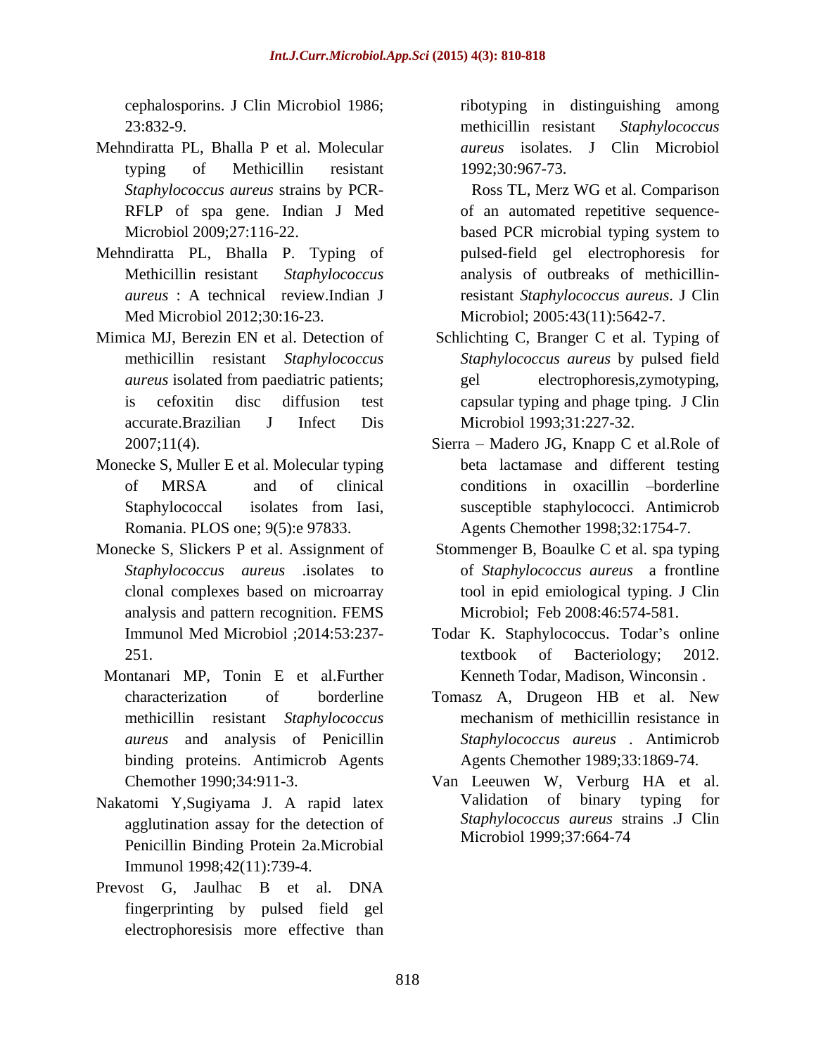cephalosporins. J Clin Microbiol 1986; 23:832-9.

Mehndiratta PL, Bhalla P et al. Molecular typing of Methicillin resistant *Staphylococcus aureus* strains by PCR-RFLP of spa gene. Indian J Med Microbiol 2009;27:116-22.

Mehndiratta PL, Bhalla P. Typing of Methicillin resistant *Staphylococcus aureus* : A technical review.Indian J Med Microbiol 2012;30:16-23.

Mimica MJ, Berezin EN et al. Detection of methicillin resistant *Staphylococcus aureus* isolated from paediatric patients; is cefoxitin disc diffusion test accurate.Brazilian J Infect Dis 2007;11(4).

Monecke S, Muller E et al. Molecular typing of MRSA and of clinical Staphylococcal isolates from Iasi, Romania. PLOS one; 9(5):e 97833.

Monecke S, Slickers P et al. Assignment of *Staphylococcus aureus* .isolates to clonal complexes based on microarray analysis and pattern recognition. FEMS Immunol Med Microbiol ;2014:53:237-251.

Montanari MP, Tonin E et al.Further characterization of borderline methicillin resistant *Staphylococcus aureus* and analysis of Penicillin binding proteins. Antimicrob Agents Chemother 1990;34:911-3.

Nakatomi Y,Sugiyama J. A rapid latex agglutination assay for the detection of Penicillin Binding Protein 2a.Microbial Immunol 1998;42(11):739-4.

Prevost G, Jaulhac B et al. DNA fingerprinting by pulsed field gel electrophoresisis more effective than ribotyping in distinguishing among methicillin resistant *Staphylococcus aureus* isolates. J Clin Microbiol 1992;30:967-73.

Ross TL, Merz WG et al. Comparison of an automated repetitive sequence-based PCR microbial typing system to pulsed-field gel electrophoresis for analysis of outbreaks of methicillin-resistant *Staphylococcus aureus*. J Clin Microbiol; 2005:43(11):5642-7.

Schlichting C, Branger C et al. Typing of *Staphylococcus aureus* by pulsed field gel electrophoresis,zymotyping, capsular typing and phage tping. J Clin Microbiol 1993;31:227-32.

Sierra – Madero JG, Knapp C et al.Role of beta lactamase and different testing conditions in oxacillin –borderline susceptible staphylococci. Antimicrob Agents Chemother 1998;32:1754-7.

Stommenger B, Boaulke C et al. spa typing of *Staphylococcus aureus* a frontline tool in epid emiological typing. J Clin Microbiol; Feb 2008:46:574-581.

Todar K. Staphylococcus. Todar's online textbook of Bacteriology; 2012. Kenneth Todar, Madison, Winconsin .

Tomasz A, Drugeon HB et al. New mechanism of methicillin resistance in *Staphylococcus aureus* . Antimicrob Agents Chemother 1989;33:1869-74.

Van Leeuwen W, Verburg HA et al. Validation of binary typing for *Staphylococcus aureus* strains .J Clin Microbiol 1999;37:664-74